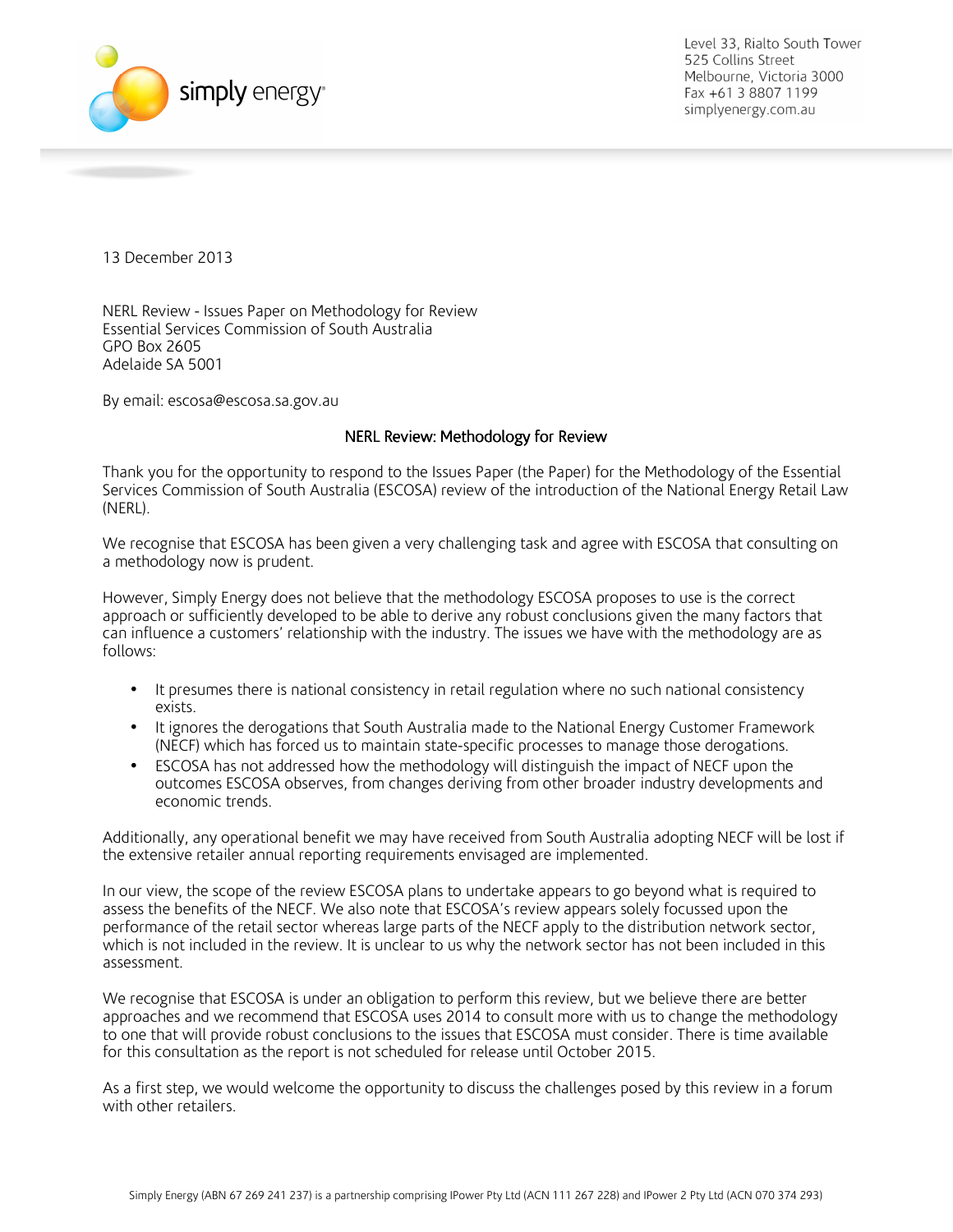Level 33, Rialto South Tower
525 Collins Street
Melbourne, Victoria 3000
Fax +61 3 8807 1199
simplyenergy.com.au

13 December 2013

NERL Review - Issues Paper on Methodology for Review
Essential Services Commission of South Australia
GPO Box 2605
Adelaide SA 5001

By email: escosa@escosa.sa.gov.au

## NERL Review: Methodology for Review

Thank you for the opportunity to respond to the Issues Paper (the Paper) for the Methodology of the Essential Services Commission of South Australia (ESCOSA) review of the introduction of the National Energy Retail Law (NERL).

We recognise that ESCOSA has been given a very challenging task and agree with ESCOSA that consulting on a methodology now is prudent.

However, Simply Energy does not believe that the methodology ESCOSA proposes to use is the correct approach or sufficiently developed to be able to derive any robust conclusions given the many factors that can influence a customers' relationship with the industry. The issues we have with the methodology are as follows:

- It presumes there is national consistency in retail regulation where no such national consistency exists.
- It ignores the derogations that South Australia made to the National Energy Customer Framework (NECF) which has forced us to maintain state-specific processes to manage those derogations.
- ESCOSA has not addressed how the methodology will distinguish the impact of NECF upon the outcomes ESCOSA observes, from changes deriving from other broader industry developments and economic trends.

Additionally, any operational benefit we may have received from South Australia adopting NECF will be lost if the extensive retailer annual reporting requirements envisaged are implemented.

In our view, the scope of the review ESCOSA plans to undertake appears to go beyond what is required to assess the benefits of the NECF. We also note that ESCOSA's review appears solely focussed upon the performance of the retail sector whereas large parts of the NECF apply to the distribution network sector, which is not included in the review. It is unclear to us why the network sector has not been included in this assessment.

We recognise that ESCOSA is under an obligation to perform this review, but we believe there are better approaches and we recommend that ESCOSA uses 2014 to consult more with us to change the methodology to one that will provide robust conclusions to the issues that ESCOSA must consider. There is time available for this consultation as the report is not scheduled for release until October 2015.

As a first step, we would welcome the opportunity to discuss the challenges posed by this review in a forum with other retailers.

Simply Energy (ABN 67 269 241 237) is a partnership comprising IPower Pty Ltd (ACN 111 267 228) and IPower 2 Pty Ltd (ACN 070 374 293)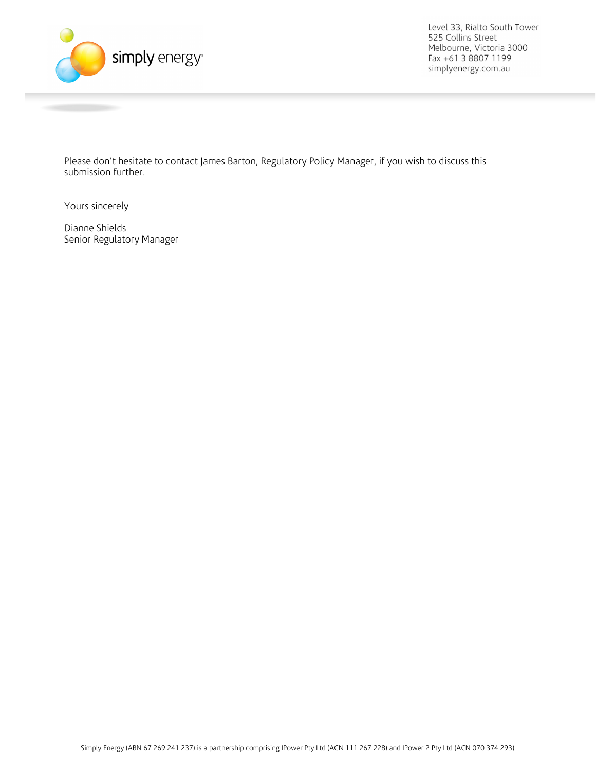Please don't hesitate to contact James Barton, Regulatory Policy Manager, if you wish to discuss this submission further.

Yours sincerely

Dianne Shields
Senior Regulatory Manager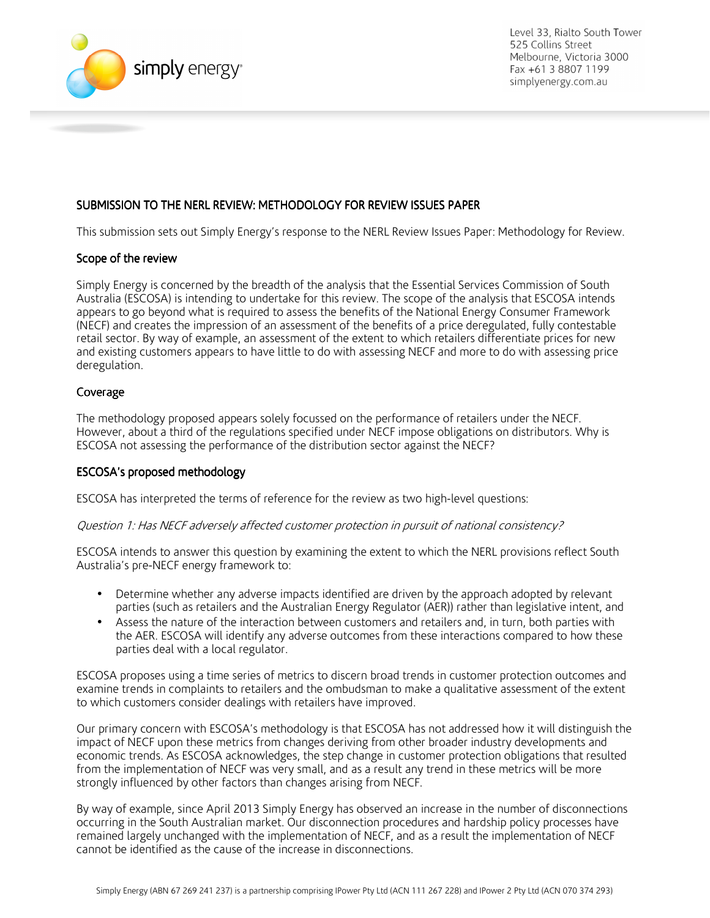## SUBMISSION TO THE NERL REVIEW: METHODOLOGY FOR REVIEW ISSUES PAPER

This submission sets out Simply Energy's response to the NERL Review Issues Paper: Methodology for Review.

### Scope of the review

Simply Energy is concerned by the breadth of the analysis that the Essential Services Commission of South Australia (ESCOSA) is intending to undertake for this review. The scope of the analysis that ESCOSA intends appears to go beyond what is required to assess the benefits of the National Energy Consumer Framework (NECF) and creates the impression of an assessment of the benefits of a price deregulated, fully contestable retail sector. By way of example, an assessment of the extent to which retailers differentiate prices for new and existing customers appears to have little to do with assessing NECF and more to do with assessing price deregulation.

### Coverage

The methodology proposed appears solely focussed on the performance of retailers under the NECF. However, about a third of the regulations specified under NECF impose obligations on distributors. Why is ESCOSA not assessing the performance of the distribution sector against the NECF?

### ESCOSA's proposed methodology

ESCOSA has interpreted the terms of reference for the review as two high-level questions:

*Question 1: Has NECF adversely affected customer protection in pursuit of national consistency?*

ESCOSA intends to answer this question by examining the extent to which the NERL provisions reflect South Australia's pre-NECF energy framework to:

- Determine whether any adverse impacts identified are driven by the approach adopted by relevant parties (such as retailers and the Australian Energy Regulator (AER)) rather than legislative intent, and
- Assess the nature of the interaction between customers and retailers and, in turn, both parties with the AER. ESCOSA will identify any adverse outcomes from these interactions compared to how these parties deal with a local regulator.

ESCOSA proposes using a time series of metrics to discern broad trends in customer protection outcomes and examine trends in complaints to retailers and the ombudsman to make a qualitative assessment of the extent to which customers consider dealings with retailers have improved.

Our primary concern with ESCOSA's methodology is that ESCOSA has not addressed how it will distinguish the impact of NECF upon these metrics from changes deriving from other broader industry developments and economic trends. As ESCOSA acknowledges, the step change in customer protection obligations that resulted from the implementation of NECF was very small, and as a result any trend in these metrics will be more strongly influenced by other factors than changes arising from NECF.

By way of example, since April 2013 Simply Energy has observed an increase in the number of disconnections occurring in the South Australian market. Our disconnection procedures and hardship policy processes have remained largely unchanged with the implementation of NECF, and as a result the implementation of NECF cannot be identified as the cause of the increase in disconnections.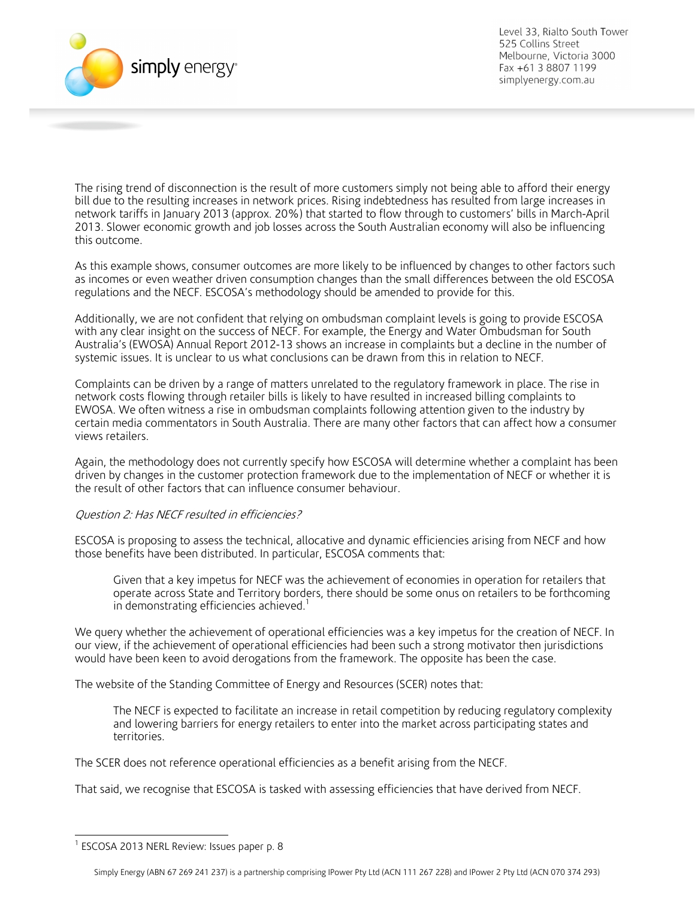The rising trend of disconnection is the result of more customers simply not being able to afford their energy bill due to the resulting increases in network prices. Rising indebtedness has resulted from large increases in network tariffs in January 2013 (approx. 20%) that started to flow through to customers' bills in March-April 2013. Slower economic growth and job losses across the South Australian economy will also be influencing this outcome.

As this example shows, consumer outcomes are more likely to be influenced by changes to other factors such as incomes or even weather driven consumption changes than the small differences between the old ESCOSA regulations and the NECF. ESCOSA's methodology should be amended to provide for this.

Additionally, we are not confident that relying on ombudsman complaint levels is going to provide ESCOSA with any clear insight on the success of NECF. For example, the Energy and Water Ombudsman for South Australia's (EWOSA) Annual Report 2012-13 shows an increase in complaints but a decline in the number of systemic issues. It is unclear to us what conclusions can be drawn from this in relation to NECF.

Complaints can be driven by a range of matters unrelated to the regulatory framework in place. The rise in network costs flowing through retailer bills is likely to have resulted in increased billing complaints to EWOSA. We often witness a rise in ombudsman complaints following attention given to the industry by certain media commentators in South Australia. There are many other factors that can affect how a consumer views retailers.

Again, the methodology does not currently specify how ESCOSA will determine whether a complaint has been driven by changes in the customer protection framework due to the implementation of NECF or whether it is the result of other factors that can influence consumer behaviour.

*Question 2: Has NECF resulted in efficiencies?*

ESCOSA is proposing to assess the technical, allocative and dynamic efficiencies arising from NECF and how those benefits have been distributed. In particular, ESCOSA comments that:

> Given that a key impetus for NECF was the achievement of economies in operation for retailers that operate across State and Territory borders, there should be some onus on retailers to be forthcoming in demonstrating efficiencies achieved.[1]

We query whether the achievement of operational efficiencies was a key impetus for the creation of NECF. In our view, if the achievement of operational efficiencies had been such a strong motivator then jurisdictions would have been keen to avoid derogations from the framework. The opposite has been the case.

The website of the Standing Committee of Energy and Resources (SCER) notes that:

> The NECF is expected to facilitate an increase in retail competition by reducing regulatory complexity and lowering barriers for energy retailers to enter into the market across participating states and territories.

The SCER does not reference operational efficiencies as a benefit arising from the NECF.

That said, we recognise that ESCOSA is tasked with assessing efficiencies that have derived from NECF.

---

[1] ESCOSA 2013 NERL Review: Issues paper p. 8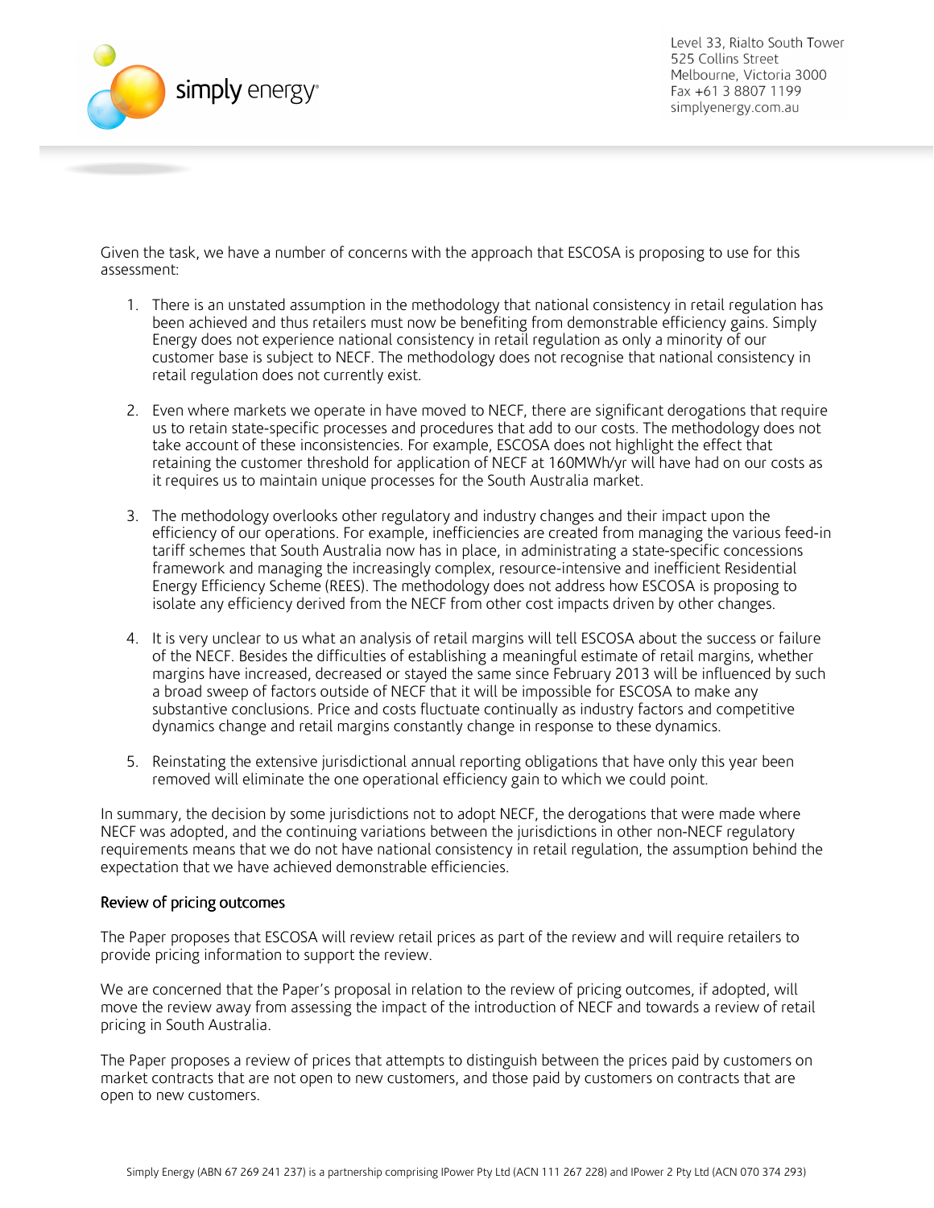Given the task, we have a number of concerns with the approach that ESCOSA is proposing to use for this assessment:

1. There is an unstated assumption in the methodology that national consistency in retail regulation has been achieved and thus retailers must now be benefiting from demonstrable efficiency gains. Simply Energy does not experience national consistency in retail regulation as only a minority of our customer base is subject to NECF. The methodology does not recognise that national consistency in retail regulation does not currently exist.

2. Even where markets we operate in have moved to NECF, there are significant derogations that require us to retain state-specific processes and procedures that add to our costs. The methodology does not take account of these inconsistencies. For example, ESCOSA does not highlight the effect that retaining the customer threshold for application of NECF at 160MWh/yr will have had on our costs as it requires us to maintain unique processes for the South Australia market.

3. The methodology overlooks other regulatory and industry changes and their impact upon the efficiency of our operations. For example, inefficiencies are created from managing the various feed-in tariff schemes that South Australia now has in place, in administrating a state-specific concessions framework and managing the increasingly complex, resource-intensive and inefficient Residential Energy Efficiency Scheme (REES). The methodology does not address how ESCOSA is proposing to isolate any efficiency derived from the NECF from other cost impacts driven by other changes.

4. It is very unclear to us what an analysis of retail margins will tell ESCOSA about the success or failure of the NECF. Besides the difficulties of establishing a meaningful estimate of retail margins, whether margins have increased, decreased or stayed the same since February 2013 will be influenced by such a broad sweep of factors outside of NECF that it will be impossible for ESCOSA to make any substantive conclusions. Price and costs fluctuate continually as industry factors and competitive dynamics change and retail margins constantly change in response to these dynamics.

5. Reinstating the extensive jurisdictional annual reporting obligations that have only this year been removed will eliminate the one operational efficiency gain to which we could point.

In summary, the decision by some jurisdictions not to adopt NECF, the derogations that were made where NECF was adopted, and the continuing variations between the jurisdictions in other non-NECF regulatory requirements means that we do not have national consistency in retail regulation, the assumption behind the expectation that we have achieved demonstrable efficiencies.

## Review of pricing outcomes

The Paper proposes that ESCOSA will review retail prices as part of the review and will require retailers to provide pricing information to support the review.

We are concerned that the Paper's proposal in relation to the review of pricing outcomes, if adopted, will move the review away from assessing the impact of the introduction of NECF and towards a review of retail pricing in South Australia.

The Paper proposes a review of prices that attempts to distinguish between the prices paid by customers on market contracts that are not open to new customers, and those paid by customers on contracts that are open to new customers.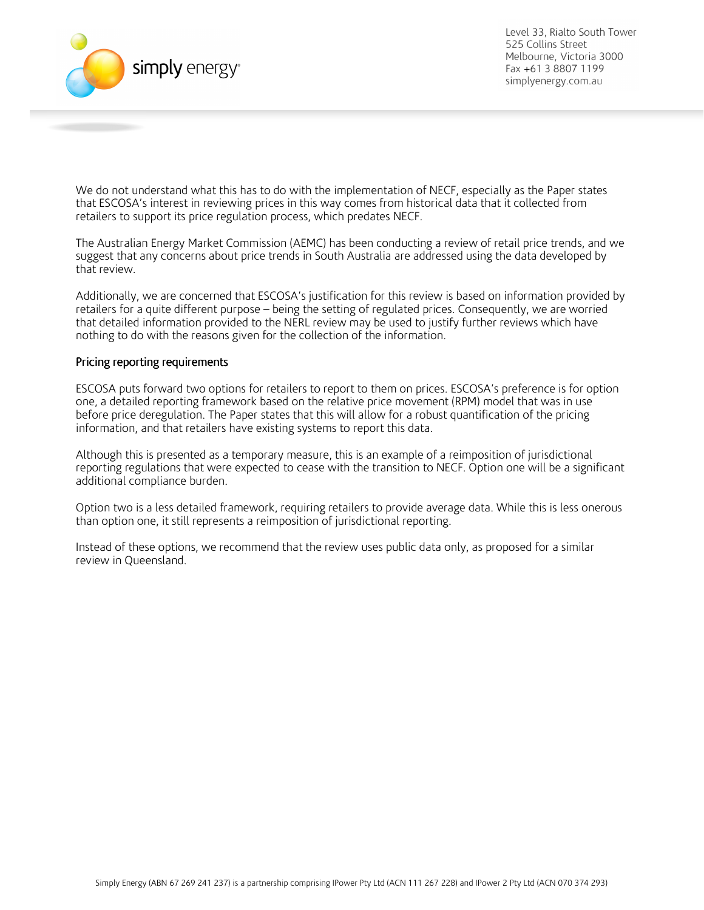We do not understand what this has to do with the implementation of NECF, especially as the Paper states that ESCOSA's interest in reviewing prices in this way comes from historical data that it collected from retailers to support its price regulation process, which predates NECF.

The Australian Energy Market Commission (AEMC) has been conducting a review of retail price trends, and we suggest that any concerns about price trends in South Australia are addressed using the data developed by that review.

Additionally, we are concerned that ESCOSA's justification for this review is based on information provided by retailers for a quite different purpose – being the setting of regulated prices. Consequently, we are worried that detailed information provided to the NERL review may be used to justify further reviews which have nothing to do with the reasons given for the collection of the information.

### Pricing reporting requirements

ESCOSA puts forward two options for retailers to report to them on prices. ESCOSA's preference is for option one, a detailed reporting framework based on the relative price movement (RPM) model that was in use before price deregulation. The Paper states that this will allow for a robust quantification of the pricing information, and that retailers have existing systems to report this data.

Although this is presented as a temporary measure, this is an example of a reimposition of jurisdictional reporting regulations that were expected to cease with the transition to NECF. Option one will be a significant additional compliance burden.

Option two is a less detailed framework, requiring retailers to provide average data. While this is less onerous than option one, it still represents a reimposition of jurisdictional reporting.

Instead of these options, we recommend that the review uses public data only, as proposed for a similar review in Queensland.